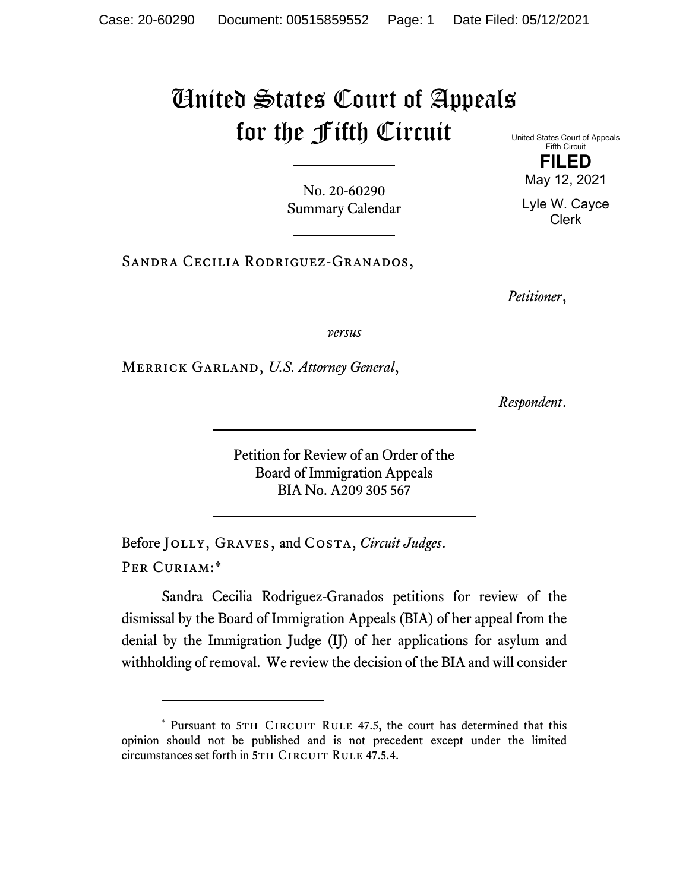# United States Court of Appeals for the Fifth Circuit

United States Court of Appeals
Fifth Circuit

**FILED**

May 12, 2021

Lyle W. Cayce
Clerk

No. 20-60290
Summary Calendar

Sandra Cecilia Rodriguez-Granados,

*Petitioner*,

*versus*

Merrick Garland, *U.S. Attorney General*,

*Respondent*.

Petition for Review of an Order of the
Board of Immigration Appeals
BIA No. A209 305 567

Before Jolly, Graves, and Costa, *Circuit Judges*.

Per Curiam:*

Sandra Cecilia Rodriguez-Granados petitions for review of the dismissal by the Board of Immigration Appeals (BIA) of her appeal from the denial by the Immigration Judge (IJ) of her applications for asylum and withholding of removal. We review the decision of the BIA and will consider

---

\* Pursuant to 5th Circuit Rule 47.5, the court has determined that this opinion should not be published and is not precedent except under the limited circumstances set forth in 5th Circuit Rule 47.5.4.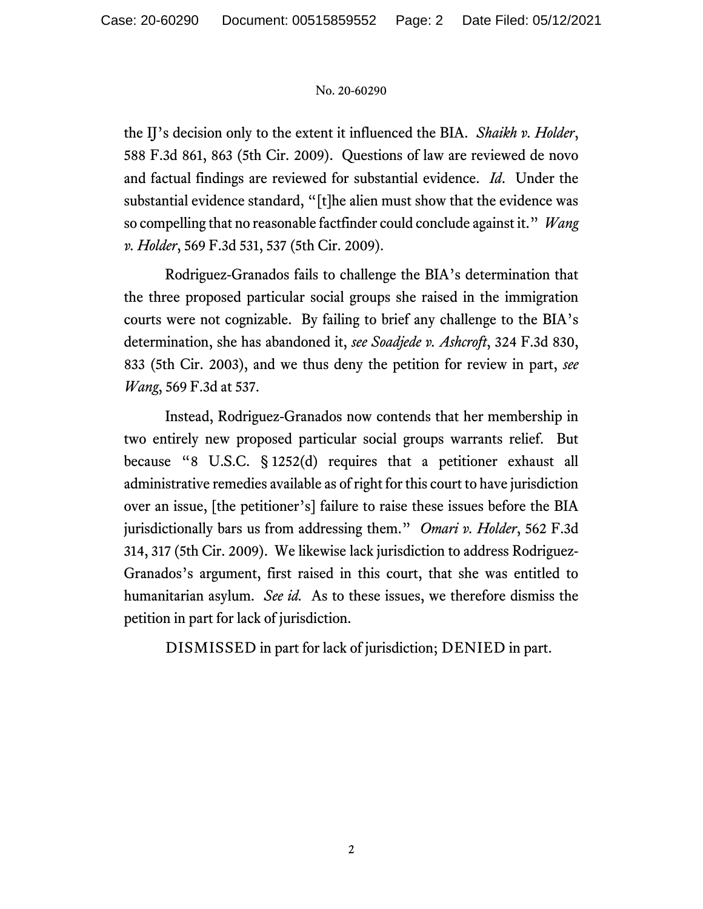the IJ's decision only to the extent it influenced the BIA. *Shaikh v. Holder*, 588 F.3d 861, 863 (5th Cir. 2009). Questions of law are reviewed de novo and factual findings are reviewed for substantial evidence. *Id*. Under the substantial evidence standard, "[t]he alien must show that the evidence was so compelling that no reasonable factfinder could conclude against it." *Wang v. Holder*, 569 F.3d 531, 537 (5th Cir. 2009).

Rodriguez-Granados fails to challenge the BIA's determination that the three proposed particular social groups she raised in the immigration courts were not cognizable. By failing to brief any challenge to the BIA's determination, she has abandoned it, *see Soadjede v. Ashcroft*, 324 F.3d 830, 833 (5th Cir. 2003), and we thus deny the petition for review in part, *see Wang*, 569 F.3d at 537.

Instead, Rodriguez-Granados now contends that her membership in two entirely new proposed particular social groups warrants relief. But because "8 U.S.C. § 1252(d) requires that a petitioner exhaust all administrative remedies available as of right for this court to have jurisdiction over an issue, [the petitioner's] failure to raise these issues before the BIA jurisdictionally bars us from addressing them." *Omari v. Holder*, 562 F.3d 314, 317 (5th Cir. 2009). We likewise lack jurisdiction to address Rodriguez-Granados's argument, first raised in this court, that she was entitled to humanitarian asylum. *See id.* As to these issues, we therefore dismiss the petition in part for lack of jurisdiction.

DISMISSED in part for lack of jurisdiction; DENIED in part.